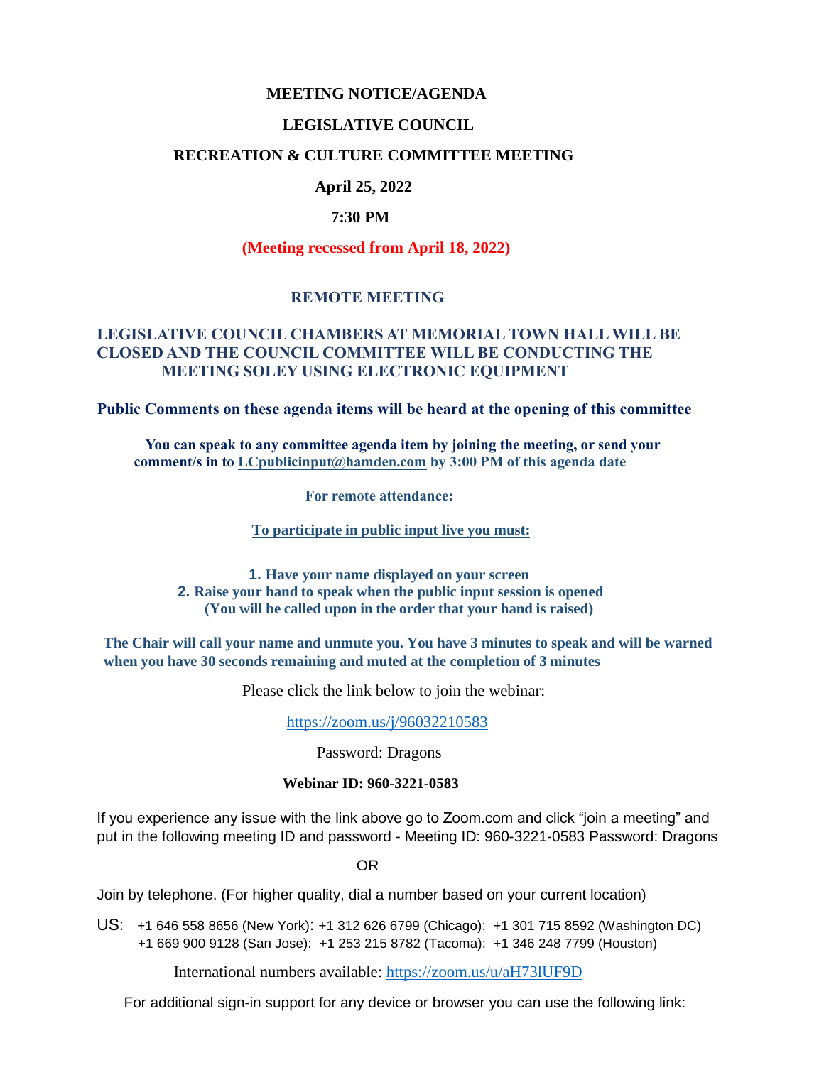**MEETING NOTICE/AGENDA**

**LEGISLATIVE COUNCIL**

**RECREATION & CULTURE COMMITTEE MEETING**

**April 25, 2022**

**7:30 PM**

**(Meeting recessed from April 18, 2022)**

**REMOTE MEETING**

**LEGISLATIVE COUNCIL CHAMBERS AT MEMORIAL TOWN HALL WILL BE CLOSED AND THE COUNCIL COMMITTEE WILL BE CONDUCTING THE MEETING SOLEY USING ELECTRONIC EQUIPMENT**

**Public Comments on these agenda items will be heard at the opening of this committee**

**You can speak to any committee agenda item by joining the meeting, or send your comment/s in to LCpublicinput@hamden.com by 3:00 PM of this agenda date**

**For remote attendance:**

**To participate in public input live you must:**

1. **Have your name displayed on your screen**
2. **Raise your hand to speak when the public input session is opened (You will be called upon in the order that your hand is raised)**

**The Chair will call your name and unmute you. You have 3 minutes to speak and will be warned when you have 30 seconds remaining and muted at the completion of 3 minutes**

Please click the link below to join the webinar:

https://zoom.us/j/96032210583

Password: Dragons

**Webinar ID: 960-3221-0583**

If you experience any issue with the link above go to Zoom.com and click "join a meeting" and put in the following meeting ID and password - Meeting ID: 960-3221-0583 Password: Dragons

OR

Join by telephone. (For higher quality, dial a number based on your current location)

US: +1 646 558 8656 (New York): +1 312 626 6799 (Chicago): +1 301 715 8592 (Washington DC) +1 669 900 9128 (San Jose): +1 253 215 8782 (Tacoma): +1 346 248 7799 (Houston)

International numbers available: https://zoom.us/u/aH73lUF9D

For additional sign-in support for any device or browser you can use the following link: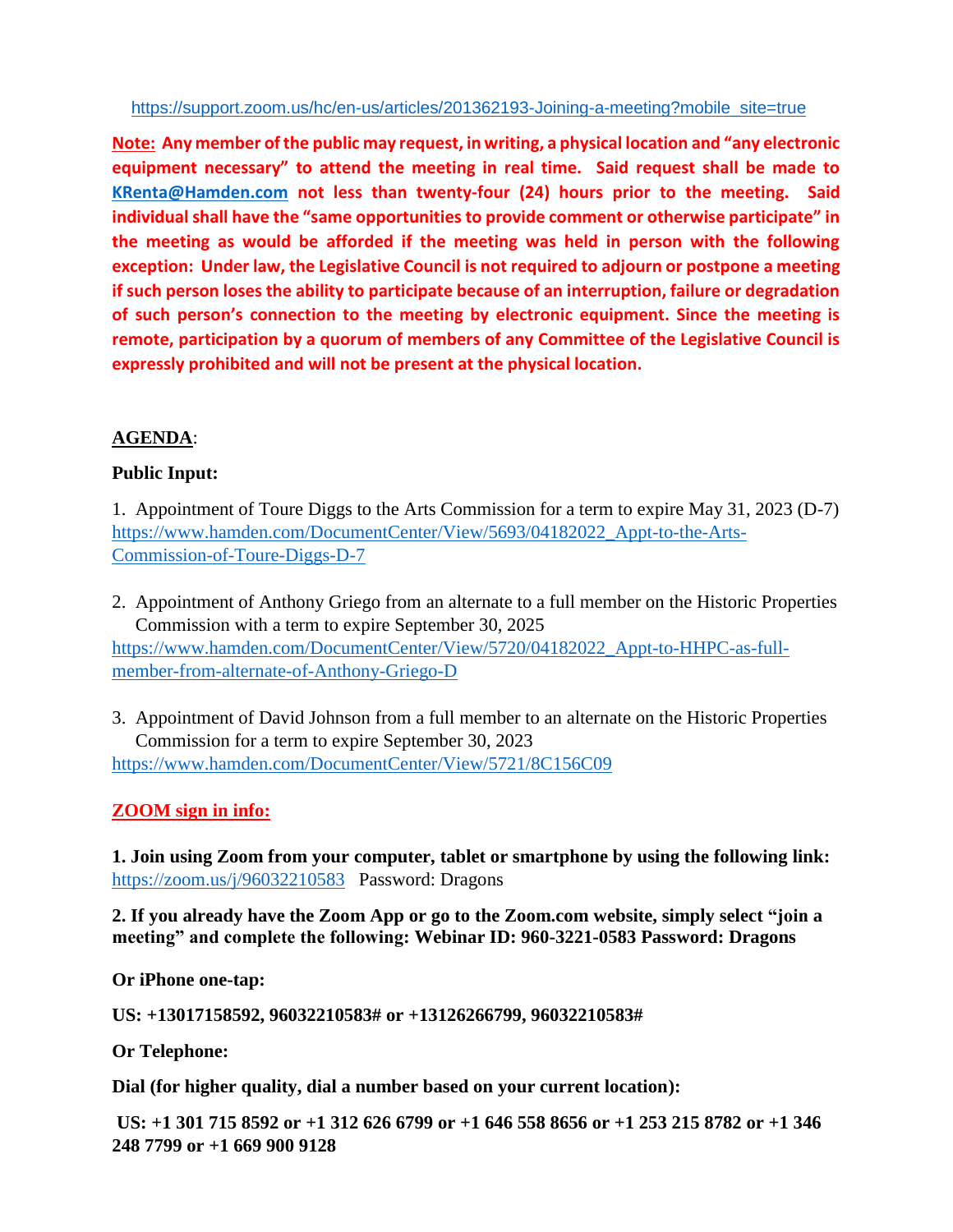https://support.zoom.us/hc/en-us/articles/201362193-Joining-a-meeting?mobile_site=true

**Note: Any member of the public may request, in writing, a physical location and "any electronic equipment necessary" to attend the meeting in real time. Said request shall be made to KRenta@Hamden.com not less than twenty-four (24) hours prior to the meeting. Said individual shall have the "same opportunities to provide comment or otherwise participate" in the meeting as would be afforded if the meeting was held in person with the following exception: Under law, the Legislative Council is not required to adjourn or postpone a meeting if such person loses the ability to participate because of an interruption, failure or degradation of such person's connection to the meeting by electronic equipment. Since the meeting is remote, participation by a quorum of members of any Committee of the Legislative Council is expressly prohibited and will not be present at the physical location.**

**AGENDA**:

**Public Input:**

1. Appointment of Toure Diggs to the Arts Commission for a term to expire May 31, 2023 (D-7)
https://www.hamden.com/DocumentCenter/View/5693/04182022_Appt-to-the-Arts-Commission-of-Toure-Diggs-D-7

2. Appointment of Anthony Griego from an alternate to a full member on the Historic Properties Commission with a term to expire September 30, 2025
https://www.hamden.com/DocumentCenter/View/5720/04182022_Appt-to-HHPC-as-full-member-from-alternate-of-Anthony-Griego-D

3. Appointment of David Johnson from a full member to an alternate on the Historic Properties Commission for a term to expire September 30, 2023
https://www.hamden.com/DocumentCenter/View/5721/8C156C09

**ZOOM sign in info:**

**1. Join using Zoom from your computer, tablet or smartphone by using the following link:** https://zoom.us/j/96032210583 Password: Dragons

**2. If you already have the Zoom App or go to the Zoom.com website, simply select "join a meeting" and complete the following: Webinar ID: 960-3221-0583 Password: Dragons**

**Or iPhone one-tap:**

**US: +13017158592, 96032210583# or +13126266799, 96032210583#**

**Or Telephone:**

**Dial (for higher quality, dial a number based on your current location):**

**US: +1 301 715 8592 or +1 312 626 6799 or +1 646 558 8656 or +1 253 215 8782 or +1 346 248 7799 or +1 669 900 9128**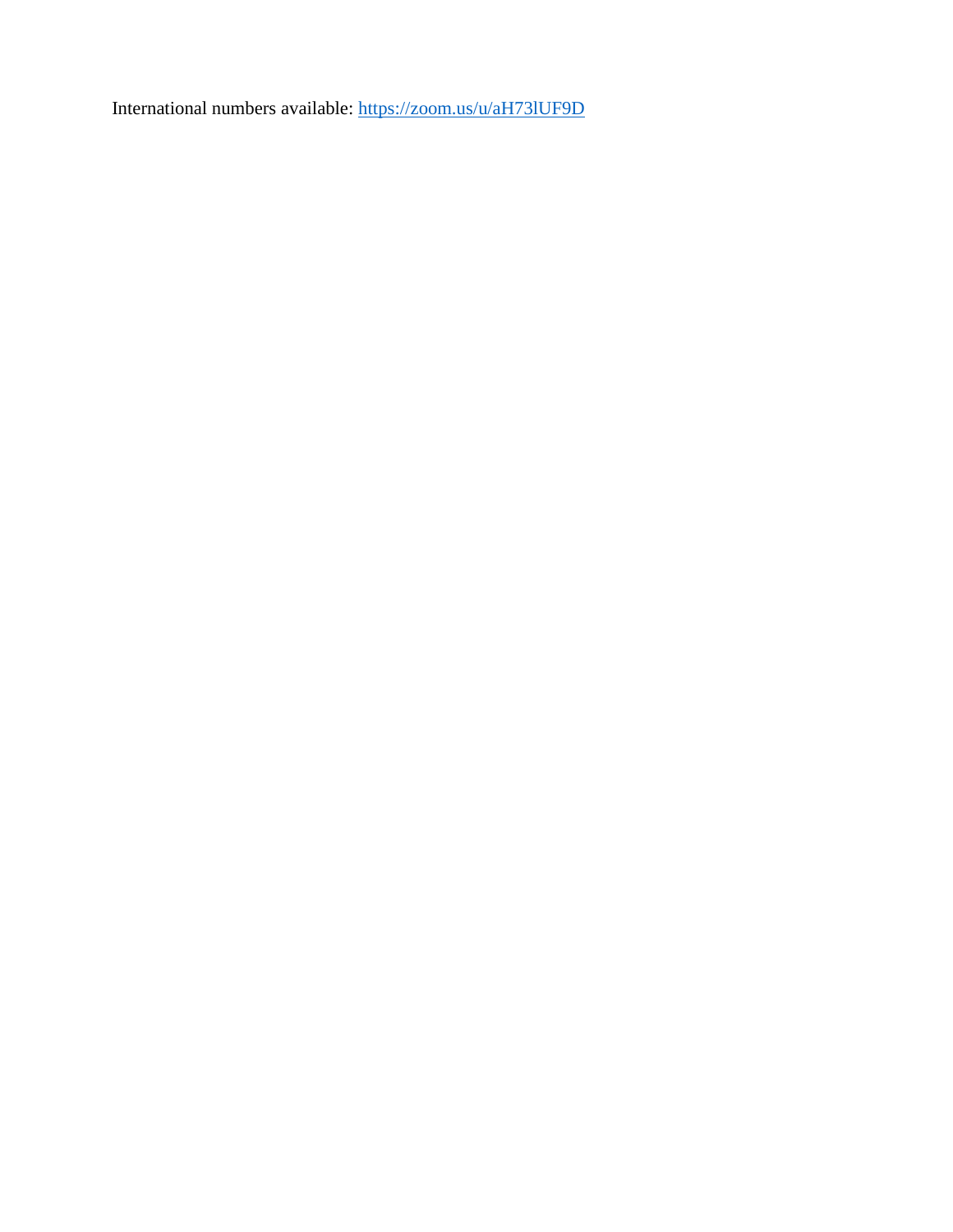International numbers available: https://zoom.us/u/aH73lUF9D